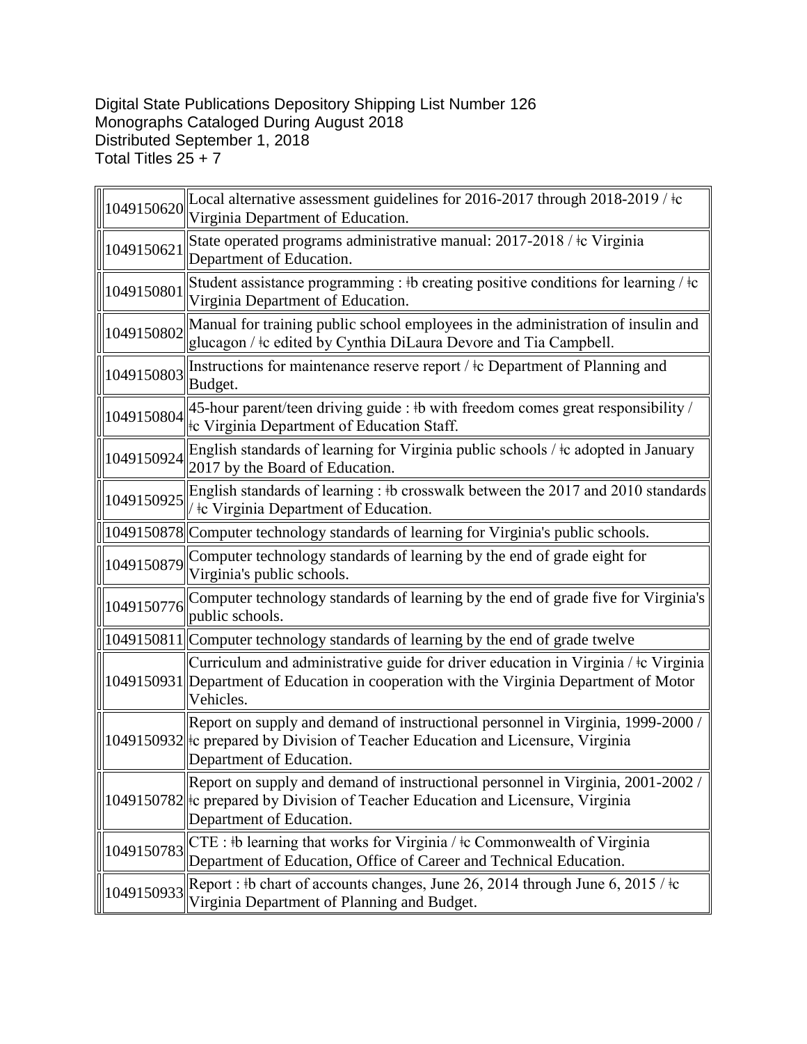Digital State Publications Depository Shipping List Number 126
Monographs Cataloged During August 2018
Distributed September 1, 2018
Total Titles 25 + 7

| | |
|---|---|
| 1049150620 | Local alternative assessment guidelines for 2016-2017 through 2018-2019 / ǂc Virginia Department of Education. |
| 1049150621 | State operated programs administrative manual: 2017-2018 / ǂc Virginia Department of Education. |
| 1049150801 | Student assistance programming : ǂb creating positive conditions for learning / ǂc Virginia Department of Education. |
| 1049150802 | Manual for training public school employees in the administration of insulin and glucagon / ǂc edited by Cynthia DiLaura Devore and Tia Campbell. |
| 1049150803 | Instructions for maintenance reserve report / ǂc Department of Planning and Budget. |
| 1049150804 | 45-hour parent/teen driving guide : ǂb with freedom comes great responsibility / ǂc Virginia Department of Education Staff. |
| 1049150924 | English standards of learning for Virginia public schools / ǂc adopted in January 2017 by the Board of Education. |
| 1049150925 | English standards of learning : ǂb crosswalk between the 2017 and 2010 standards / ǂc Virginia Department of Education. |
| 1049150878 | Computer technology standards of learning for Virginia's public schools. |
| 1049150879 | Computer technology standards of learning by the end of grade eight for Virginia's public schools. |
| 1049150776 | Computer technology standards of learning by the end of grade five for Virginia's public schools. |
| 1049150811 | Computer technology standards of learning by the end of grade twelve |
| 1049150931 | Curriculum and administrative guide for driver education in Virginia / ǂc Virginia Department of Education in cooperation with the Virginia Department of Motor Vehicles. |
| 1049150932 | Report on supply and demand of instructional personnel in Virginia, 1999-2000 / ǂc prepared by Division of Teacher Education and Licensure, Virginia Department of Education. |
| 1049150782 | Report on supply and demand of instructional personnel in Virginia, 2001-2002 / ǂc prepared by Division of Teacher Education and Licensure, Virginia Department of Education. |
| 1049150783 | CTE : ǂb learning that works for Virginia / ǂc Commonwealth of Virginia Department of Education, Office of Career and Technical Education. |
| 1049150933 | Report : ǂb chart of accounts changes, June 26, 2014 through June 6, 2015 / ǂc Virginia Department of Planning and Budget. |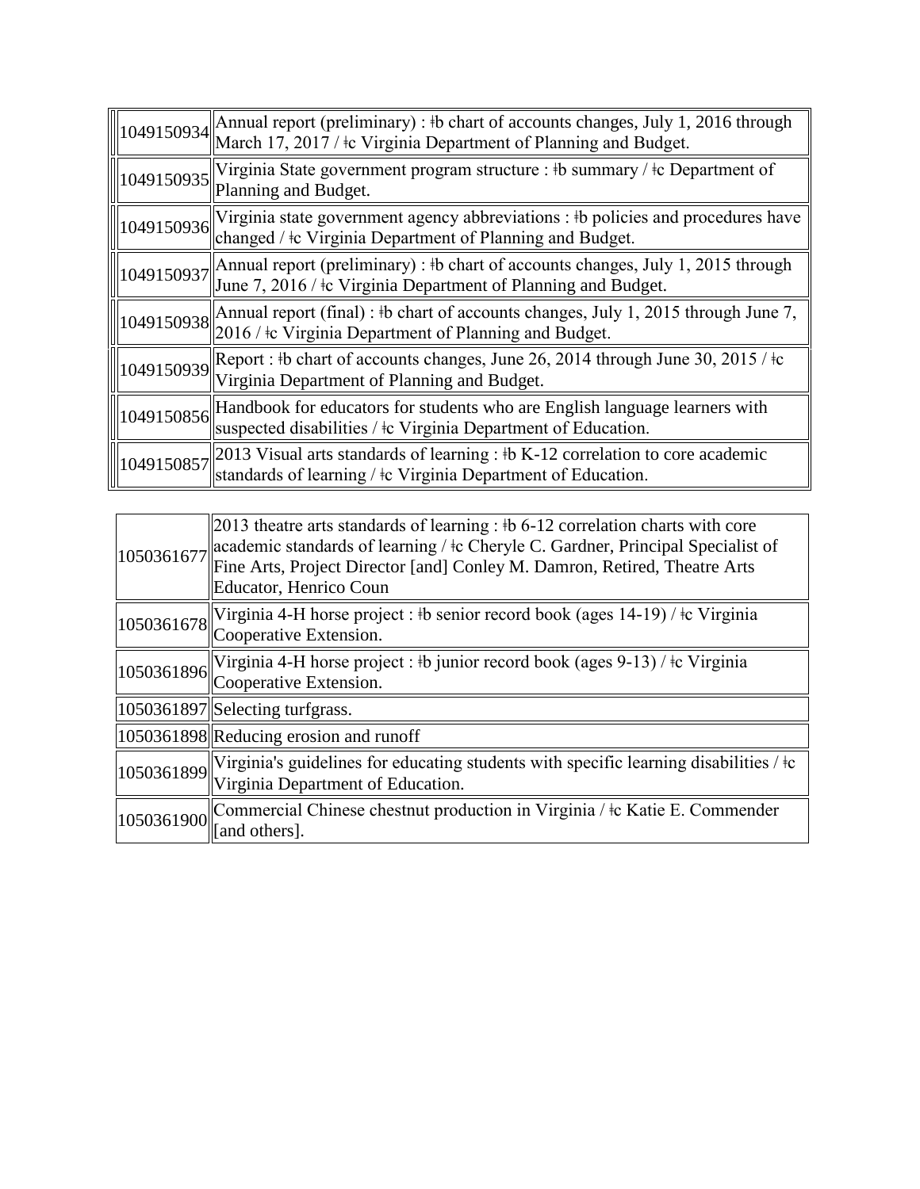| | |
|---|---|
| 1049150934 | Annual report (preliminary) : ǂb chart of accounts changes, July 1, 2016 through March 17, 2017 / ǂc Virginia Department of Planning and Budget. |
| 1049150935 | Virginia State government program structure : ǂb summary / ǂc Department of Planning and Budget. |
| 1049150936 | Virginia state government agency abbreviations : ǂb policies and procedures have changed / ǂc Virginia Department of Planning and Budget. |
| 1049150937 | Annual report (preliminary) : ǂb chart of accounts changes, July 1, 2015 through June 7, 2016 / ǂc Virginia Department of Planning and Budget. |
| 1049150938 | Annual report (final) : ǂb chart of accounts changes, July 1, 2015 through June 7, 2016 / ǂc Virginia Department of Planning and Budget. |
| 1049150939 | Report : ǂb chart of accounts changes, June 26, 2014 through June 30, 2015 / ǂc Virginia Department of Planning and Budget. |
| 1049150856 | Handbook for educators for students who are English language learners with suspected disabilities / ǂc Virginia Department of Education. |
| 1049150857 | 2013 Visual arts standards of learning : ǂb K-12 correlation to core academic standards of learning / ǂc Virginia Department of Education. |

| | |
|---|---|
| 1050361677 | 2013 theatre arts standards of learning : ǂb 6-12 correlation charts with core academic standards of learning / ǂc Cheryle C. Gardner, Principal Specialist of Fine Arts, Project Director [and] Conley M. Damron, Retired, Theatre Arts Educator, Henrico Coun |
| 1050361678 | Virginia 4-H horse project : ǂb senior record book (ages 14-19) / ǂc Virginia Cooperative Extension. |
| 1050361896 | Virginia 4-H horse project : ǂb junior record book (ages 9-13) / ǂc Virginia Cooperative Extension. |
| 1050361897 | Selecting turfgrass. |
| 1050361898 | Reducing erosion and runoff |
| 1050361899 | Virginia's guidelines for educating students with specific learning disabilities / ǂc Virginia Department of Education. |
| 1050361900 | Commercial Chinese chestnut production in Virginia / ǂc Katie E. Commender [and others]. |